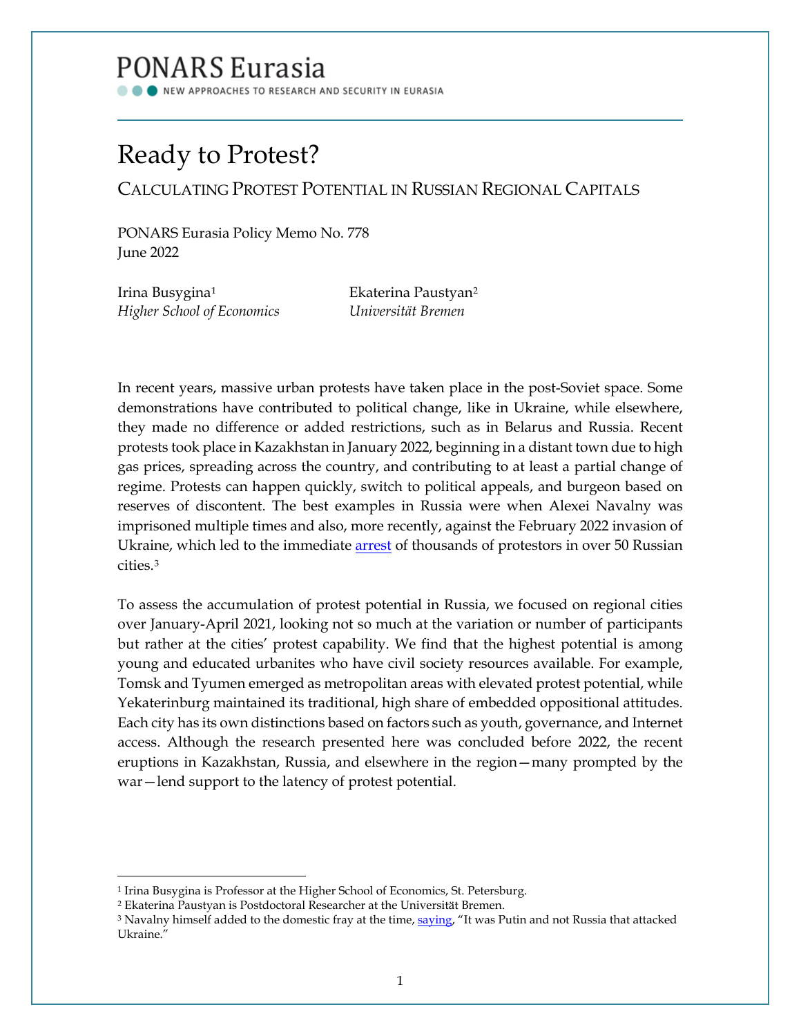PONARS Eurasia

NEW APPROACHES TO RESEARCH AND SECURITY IN EURASIA

# Ready to Protest?

## Calculating Protest Potential in Russian Regional Capitals

PONARS Eurasia Policy Memo No. 778
June 2022

Irina Busygina[1]
*Higher School of Economics*

Ekaterina Paustyan[2]
*Universität Bremen*

In recent years, massive urban protests have taken place in the post-Soviet space. Some demonstrations have contributed to political change, like in Ukraine, while elsewhere, they made no difference or added restrictions, such as in Belarus and Russia. Recent protests took place in Kazakhstan in January 2022, beginning in a distant town due to high gas prices, spreading across the country, and contributing to at least a partial change of regime. Protests can happen quickly, switch to political appeals, and burgeon based on reserves of discontent. The best examples in Russia were when Alexei Navalny was imprisoned multiple times and also, more recently, against the February 2022 invasion of Ukraine, which led to the immediate arrest of thousands of protestors in over 50 Russian cities.[3]

To assess the accumulation of protest potential in Russia, we focused on regional cities over January-April 2021, looking not so much at the variation or number of participants but rather at the cities' protest capability. We find that the highest potential is among young and educated urbanites who have civil society resources available. For example, Tomsk and Tyumen emerged as metropolitan areas with elevated protest potential, while Yekaterinburg maintained its traditional, high share of embedded oppositional attitudes. Each city has its own distinctions based on factors such as youth, governance, and Internet access. Although the research presented here was concluded before 2022, the recent eruptions in Kazakhstan, Russia, and elsewhere in the region—many prompted by the war—lend support to the latency of protest potential.

---

[1] Irina Busygina is Professor at the Higher School of Economics, St. Petersburg.

[2] Ekaterina Paustyan is Postdoctoral Researcher at the Universität Bremen.

[3] Navalny himself added to the domestic fray at the time, saying, "It was Putin and not Russia that attacked Ukraine."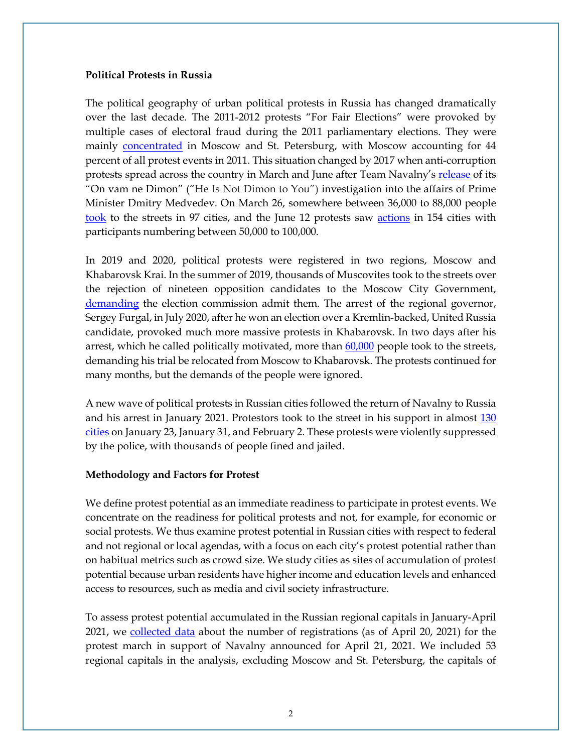**Political Protests in Russia**

The political geography of urban political protests in Russia has changed dramatically over the last decade. The 2011-2012 protests "For Fair Elections" were provoked by multiple cases of electoral fraud during the 2011 parliamentary elections. They were mainly concentrated in Moscow and St. Petersburg, with Moscow accounting for 44 percent of all protest events in 2011. This situation changed by 2017 when anti-corruption protests spread across the country in March and June after Team Navalny's release of its "On vam ne Dimon" ("He Is Not Dimon to You") investigation into the affairs of Prime Minister Dmitry Medvedev. On March 26, somewhere between 36,000 to 88,000 people took to the streets in 97 cities, and the June 12 protests saw actions in 154 cities with participants numbering between 50,000 to 100,000.

In 2019 and 2020, political protests were registered in two regions, Moscow and Khabarovsk Krai. In the summer of 2019, thousands of Muscovites took to the streets over the rejection of nineteen opposition candidates to the Moscow City Government, demanding the election commission admit them. The arrest of the regional governor, Sergey Furgal, in July 2020, after he won an election over a Kremlin-backed, United Russia candidate, provoked much more massive protests in Khabarovsk. In two days after his arrest, which he called politically motivated, more than 60,000 people took to the streets, demanding his trial be relocated from Moscow to Khabarovsk. The protests continued for many months, but the demands of the people were ignored.

A new wave of political protests in Russian cities followed the return of Navalny to Russia and his arrest in January 2021. Protestors took to the street in his support in almost 130 cities on January 23, January 31, and February 2. These protests were violently suppressed by the police, with thousands of people fined and jailed.

**Methodology and Factors for Protest**

We define protest potential as an immediate readiness to participate in protest events. We concentrate on the readiness for political protests and not, for example, for economic or social protests. We thus examine protest potential in Russian cities with respect to federal and not regional or local agendas, with a focus on each city's protest potential rather than on habitual metrics such as crowd size. We study cities as sites of accumulation of protest potential because urban residents have higher income and education levels and enhanced access to resources, such as media and civil society infrastructure.

To assess protest potential accumulated in the Russian regional capitals in January-April 2021, we collected data about the number of registrations (as of April 20, 2021) for the protest march in support of Navalny announced for April 21, 2021. We included 53 regional capitals in the analysis, excluding Moscow and St. Petersburg, the capitals of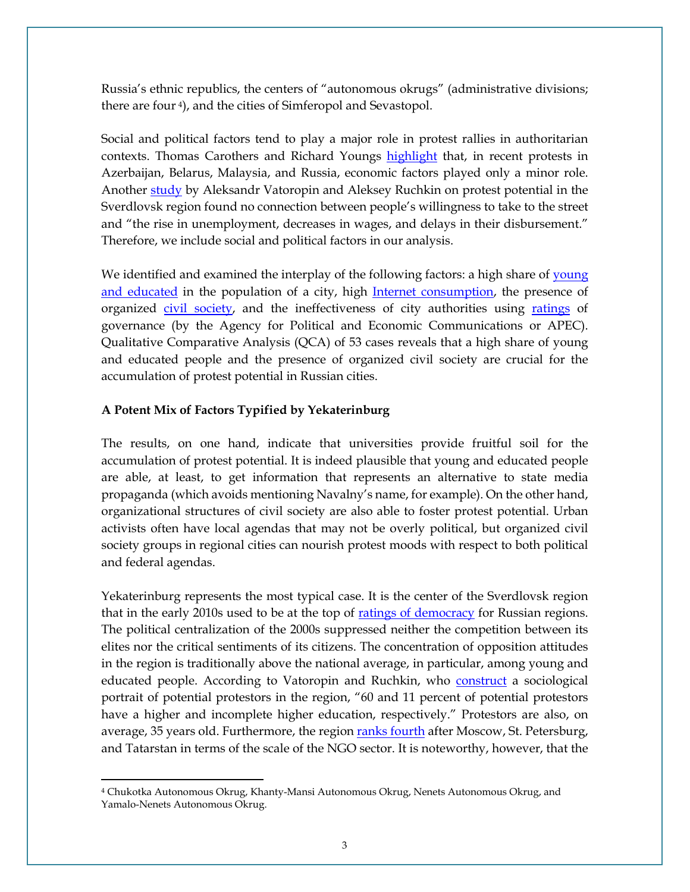Russia's ethnic republics, the centers of "autonomous okrugs" (administrative divisions; there are four [4]), and the cities of Simferopol and Sevastopol.

Social and political factors tend to play a major role in protest rallies in authoritarian contexts. Thomas Carothers and Richard Youngs highlight that, in recent protests in Azerbaijan, Belarus, Malaysia, and Russia, economic factors played only a minor role. Another study by Aleksandr Vatoropin and Aleksey Ruchkin on protest potential in the Sverdlovsk region found no connection between people's willingness to take to the street and "the rise in unemployment, decreases in wages, and delays in their disbursement." Therefore, we include social and political factors in our analysis.

We identified and examined the interplay of the following factors: a high share of young and educated in the population of a city, high Internet consumption, the presence of organized civil society, and the ineffectiveness of city authorities using ratings of governance (by the Agency for Political and Economic Communications or APEC). Qualitative Comparative Analysis (QCA) of 53 cases reveals that a high share of young and educated people and the presence of organized civil society are crucial for the accumulation of protest potential in Russian cities.

**A Potent Mix of Factors Typified by Yekaterinburg**

The results, on one hand, indicate that universities provide fruitful soil for the accumulation of protest potential. It is indeed plausible that young and educated people are able, at least, to get information that represents an alternative to state media propaganda (which avoids mentioning Navalny's name, for example). On the other hand, organizational structures of civil society are also able to foster protest potential. Urban activists often have local agendas that may not be overly political, but organized civil society groups in regional cities can nourish protest moods with respect to both political and federal agendas.

Yekaterinburg represents the most typical case. It is the center of the Sverdlovsk region that in the early 2010s used to be at the top of ratings of democracy for Russian regions. The political centralization of the 2000s suppressed neither the competition between its elites nor the critical sentiments of its citizens. The concentration of opposition attitudes in the region is traditionally above the national average, in particular, among young and educated people. According to Vatoropin and Ruchkin, who construct a sociological portrait of potential protestors in the region, "60 and 11 percent of potential protestors have a higher and incomplete higher education, respectively." Protestors are also, on average, 35 years old. Furthermore, the region ranks fourth after Moscow, St. Petersburg, and Tatarstan in terms of the scale of the NGO sector. It is noteworthy, however, that the

[4] Chukotka Autonomous Okrug, Khanty-Mansi Autonomous Okrug, Nenets Autonomous Okrug, and Yamalo-Nenets Autonomous Okrug.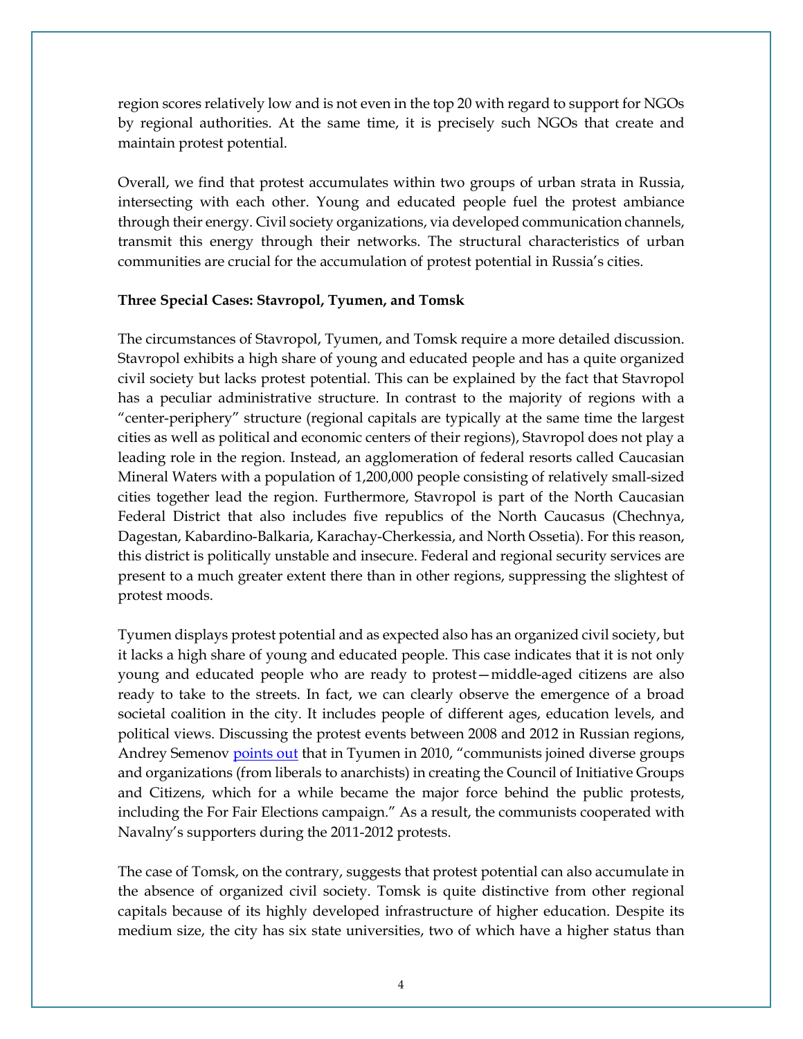region scores relatively low and is not even in the top 20 with regard to support for NGOs by regional authorities. At the same time, it is precisely such NGOs that create and maintain protest potential.

Overall, we find that protest accumulates within two groups of urban strata in Russia, intersecting with each other. Young and educated people fuel the protest ambiance through their energy. Civil society organizations, via developed communication channels, transmit this energy through their networks. The structural characteristics of urban communities are crucial for the accumulation of protest potential in Russia's cities.

**Three Special Cases: Stavropol, Tyumen, and Tomsk**

The circumstances of Stavropol, Tyumen, and Tomsk require a more detailed discussion. Stavropol exhibits a high share of young and educated people and has a quite organized civil society but lacks protest potential. This can be explained by the fact that Stavropol has a peculiar administrative structure. In contrast to the majority of regions with a "center-periphery" structure (regional capitals are typically at the same time the largest cities as well as political and economic centers of their regions), Stavropol does not play a leading role in the region. Instead, an agglomeration of federal resorts called Caucasian Mineral Waters with a population of 1,200,000 people consisting of relatively small-sized cities together lead the region. Furthermore, Stavropol is part of the North Caucasian Federal District that also includes five republics of the North Caucasus (Chechnya, Dagestan, Kabardino-Balkaria, Karachay-Cherkessia, and North Ossetia). For this reason, this district is politically unstable and insecure. Federal and regional security services are present to a much greater extent there than in other regions, suppressing the slightest of protest moods.

Tyumen displays protest potential and as expected also has an organized civil society, but it lacks a high share of young and educated people. This case indicates that it is not only young and educated people who are ready to protest—middle-aged citizens are also ready to take to the streets. In fact, we can clearly observe the emergence of a broad societal coalition in the city. It includes people of different ages, education levels, and political views. Discussing the protest events between 2008 and 2012 in Russian regions, Andrey Semenov points out that in Tyumen in 2010, "communists joined diverse groups and organizations (from liberals to anarchists) in creating the Council of Initiative Groups and Citizens, which for a while became the major force behind the public protests, including the For Fair Elections campaign." As a result, the communists cooperated with Navalny's supporters during the 2011-2012 protests.

The case of Tomsk, on the contrary, suggests that protest potential can also accumulate in the absence of organized civil society. Tomsk is quite distinctive from other regional capitals because of its highly developed infrastructure of higher education. Despite its medium size, the city has six state universities, two of which have a higher status than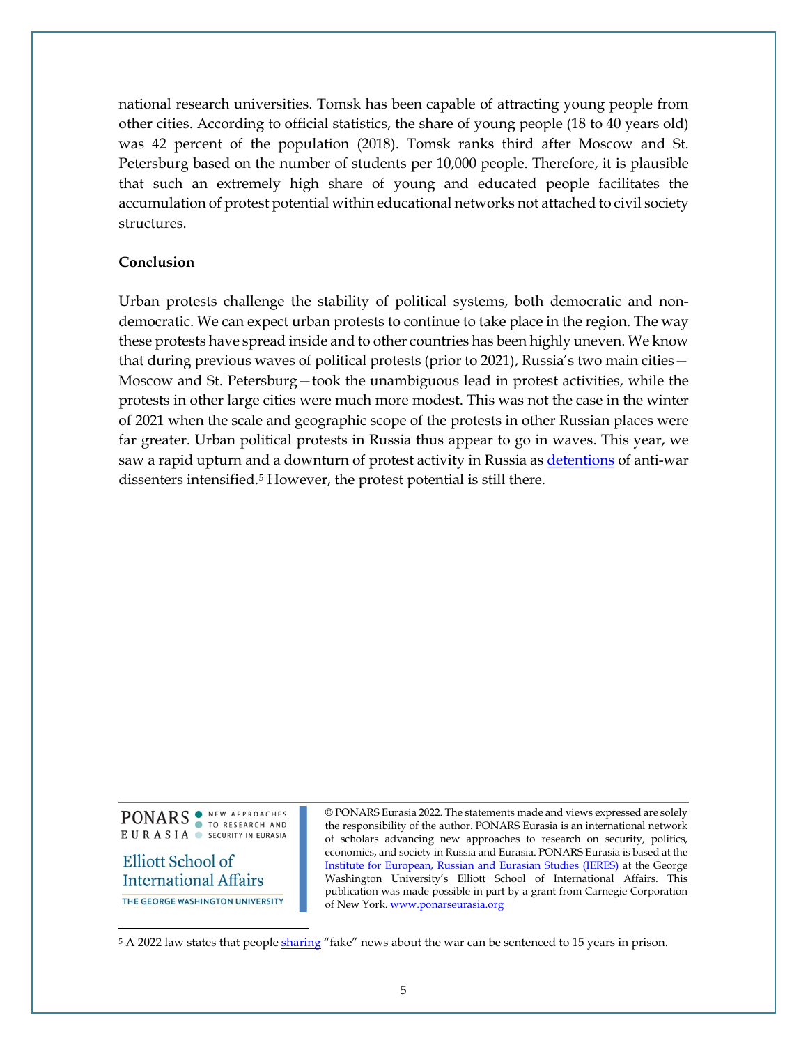national research universities. Tomsk has been capable of attracting young people from other cities. According to official statistics, the share of young people (18 to 40 years old) was 42 percent of the population (2018). Tomsk ranks third after Moscow and St. Petersburg based on the number of students per 10,000 people. Therefore, it is plausible that such an extremely high share of young and educated people facilitates the accumulation of protest potential within educational networks not attached to civil society structures.

**Conclusion**

Urban protests challenge the stability of political systems, both democratic and non-democratic. We can expect urban protests to continue to take place in the region. The way these protests have spread inside and to other countries has been highly uneven. We know that during previous waves of political protests (prior to 2021), Russia's two main cities—Moscow and St. Petersburg—took the unambiguous lead in protest activities, while the protests in other large cities were much more modest. This was not the case in the winter of 2021 when the scale and geographic scope of the protests in other Russian places were far greater. Urban political protests in Russia thus appear to go in waves. This year, we saw a rapid upturn and a downturn of protest activity in Russia as detentions of anti-war dissenters intensified.[5] However, the protest potential is still there.

PONARS EURASIA — NEW APPROACHES TO RESEARCH AND SECURITY IN EURASIA

Elliott School of International Affairs — THE GEORGE WASHINGTON UNIVERSITY

© PONARS Eurasia 2022. The statements made and views expressed are solely the responsibility of the author. PONARS Eurasia is an international network of scholars advancing new approaches to research on security, politics, economics, and society in Russia and Eurasia. PONARS Eurasia is based at the Institute for European, Russian and Eurasian Studies (IERES) at the George Washington University's Elliott School of International Affairs. This publication was made possible in part by a grant from Carnegie Corporation of New York. www.ponarseurasia.org

[5] A 2022 law states that people sharing "fake" news about the war can be sentenced to 15 years in prison.